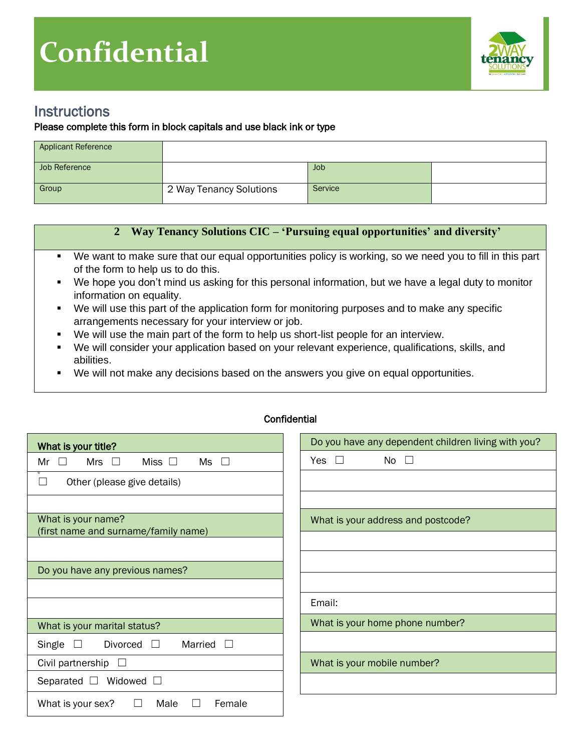# Confidential

## Instructions

**Please complete this form in block capitals and use black ink or type**

| Applicant Reference | | | |
|---|---|---|---|
| Job Reference | | Job | |
| Group | 2 Way Tenancy Solutions | Service | |

**2 Way Tenancy Solutions CIC – 'Pursuing equal opportunities' and diversity'**

- We want to make sure that our equal opportunities policy is working, so we need you to fill in this part of the form to help us to do this.
- We hope you don't mind us asking for this personal information, but we have a legal duty to monitor information on equality.
- We will use this part of the application form for monitoring purposes and to make any specific arrangements necessary for your interview or job.
- We will use the main part of the form to help us short-list people for an interview.
- We will consider your application based on your relevant experience, qualifications, skills, and abilities.
- We will not make any decisions based on the answers you give on equal opportunities.

**Confidential**

| What is your title? |
|---|
| Mr ☐ Mrs ☐ Miss ☐ Ms ☐ |
| ☐ Other (please give details) |
| |
| What is your name? (first name and surname/family name) |
| |
| Do you have any previous names? |
| |
| |
| What is your marital status? |
| Single ☐ Divorced ☐ Married ☐ |
| Civil partnership ☐ |
| Separated ☐ Widowed ☐ |
| What is your sex? ☐ Male ☐ Female |

| Do you have any dependent children living with you? |
|---|
| Yes ☐ No ☐ |
| |
| |
| What is your address and postcode? |
| |
| |
| |
| Email: |
| What is your home phone number? |
| |
| What is your mobile number? |
| |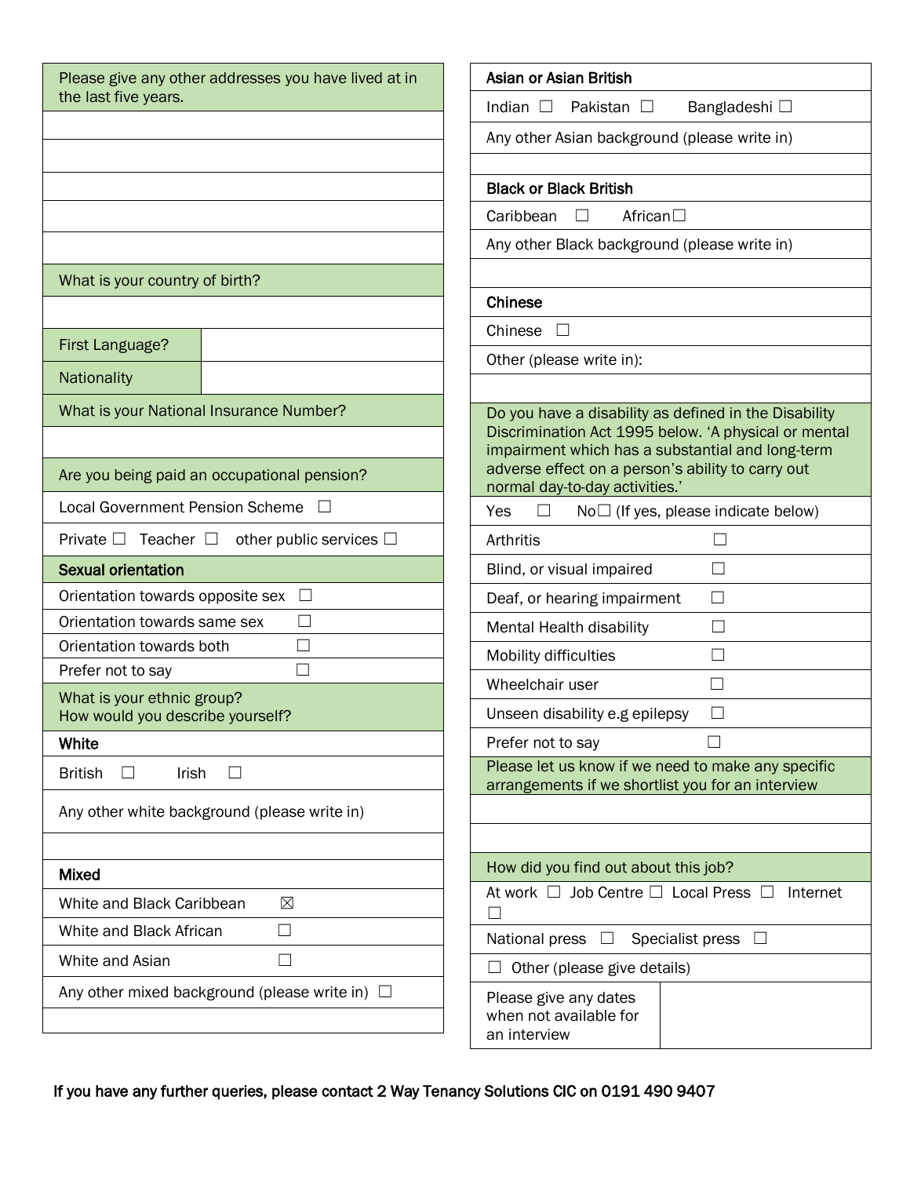| Please give any other addresses you have lived at in the last five years. | |
|---|---|
| | |
| | |
| | |
| | |
| | |
| **What is your country of birth?** | |
| | |
| First Language? | |
| Nationality | |
| **What is your National Insurance Number?** | |
| | |
| **Are you being paid an occupational pension?** | |
| Local Government Pension Scheme ☐ | |
| Private ☐ Teacher ☐ other public services ☐ | |
| **Sexual orientation** | |
| Orientation towards opposite sex ☐ | |
| Orientation towards same sex ☐ | |
| Orientation towards both ☐ | |
| Prefer not to say ☐ | |
| **What is your ethnic group? How would you describe yourself?** | |
| **White** | |
| British ☐ Irish ☐ | |
| Any other white background (please write in) | |
| | |
| **Mixed** | |
| White and Black Caribbean ☒ | |
| White and Black African ☐ | |
| White and Asian ☐ | |
| Any other mixed background (please write in) ☐ | |
| | |

| **Asian or Asian British** | |
|---|---|
| Indian ☐ Pakistan ☐ Bangladeshi ☐ | |
| Any other Asian background (please write in) | |
| | |
| **Black or Black British** | |
| Caribbean ☐ African ☐ | |
| Any other Black background (please write in) | |
| | |
| **Chinese** | |
| Chinese ☐ | |
| Other (please write in): | |
| | |
| Do you have a disability as defined in the Disability Discrimination Act 1995 below. 'A physical or mental impairment which has a substantial and long-term adverse effect on a person's ability to carry out normal day-to-day activities.' | |
| Yes ☐ No ☐ (If yes, please indicate below) | |
| Arthritis ☐ | |
| Blind, or visual impaired ☐ | |
| Deaf, or hearing impairment ☐ | |
| Mental Health disability ☐ | |
| Mobility difficulties ☐ | |
| Wheelchair user ☐ | |
| Unseen disability e.g epilepsy ☐ | |
| Prefer not to say ☐ | |
| Please let us know if we need to make any specific arrangements if we shortlist you for an interview | |
| | |
| | |
| How did you find out about this job? | |
| At work ☐ Job Centre ☐ Local Press ☐ Internet ☐ | |
| National press ☐ Specialist press ☐ | |
| ☐ Other (please give details) | |
| Please give any dates when not available for an interview | |

**If you have any further queries, please contact 2 Way Tenancy Solutions CIC on 0191 490 9407**